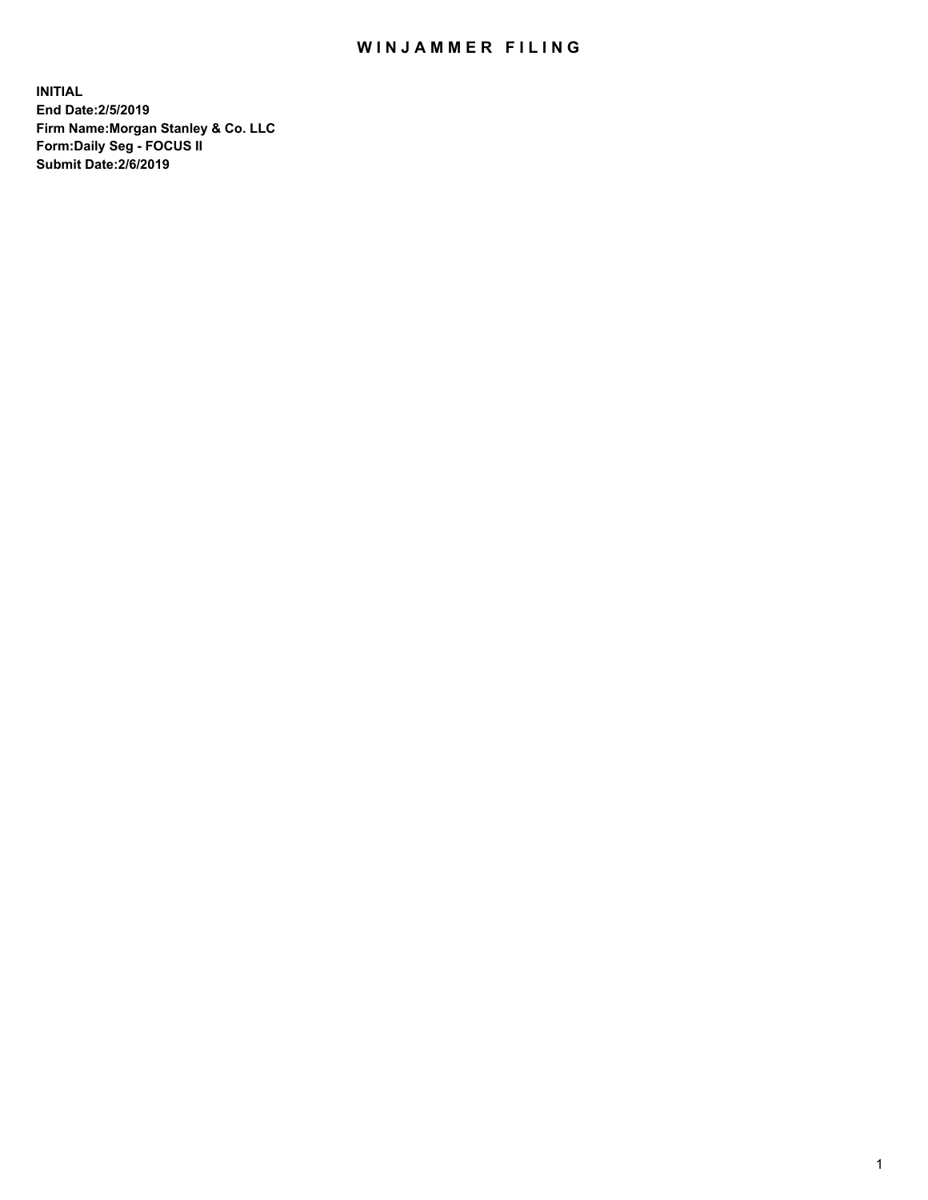# WINJAMMER FILING

**INITIAL**
**End Date:2/5/2019**
**Firm Name:Morgan Stanley & Co. LLC**
**Form:Daily Seg - FOCUS II**
**Submit Date:2/6/2019**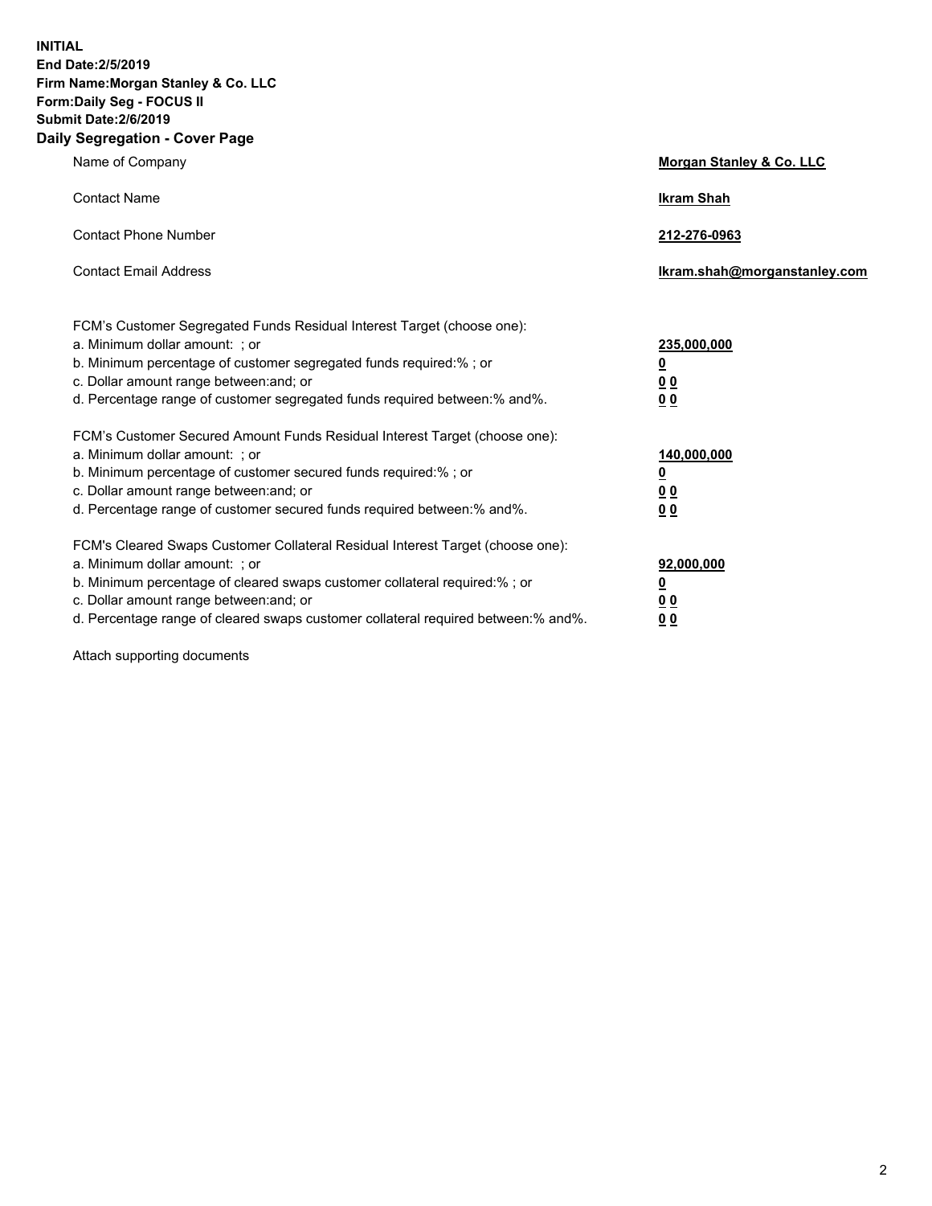**INITIAL**
**End Date:2/5/2019**
**Firm Name:Morgan Stanley & Co. LLC**
**Form:Daily Seg - FOCUS II**
**Submit Date:2/6/2019**

## Daily Segregation - Cover Page

| | |
|---|---|
| Name of Company | **Morgan Stanley & Co. LLC** |
| Contact Name | **Ikram Shah** |
| Contact Phone Number | **212-276-0963** |
| Contact Email Address | **Ikram.shah@morganstanley.com** |

FCM's Customer Segregated Funds Residual Interest Target (choose one):

| | |
|---|---|
| a. Minimum dollar amount: ; or | **235,000,000** |
| b. Minimum percentage of customer segregated funds required:% ; or | **0** |
| c. Dollar amount range between:and; or | **0 0** |
| d. Percentage range of customer segregated funds required between:% and%. | **0 0** |

FCM's Customer Secured Amount Funds Residual Interest Target (choose one):

| | |
|---|---|
| a. Minimum dollar amount: ; or | **140,000,000** |
| b. Minimum percentage of customer secured funds required:% ; or | **0** |
| c. Dollar amount range between:and; or | **0 0** |
| d. Percentage range of customer secured funds required between:% and%. | **0 0** |

FCM's Cleared Swaps Customer Collateral Residual Interest Target (choose one):

| | |
|---|---|
| a. Minimum dollar amount: ; or | **92,000,000** |
| b. Minimum percentage of cleared swaps customer collateral required:% ; or | **0** |
| c. Dollar amount range between:and; or | **0 0** |
| d. Percentage range of cleared swaps customer collateral required between:% and%. | **0 0** |

Attach supporting documents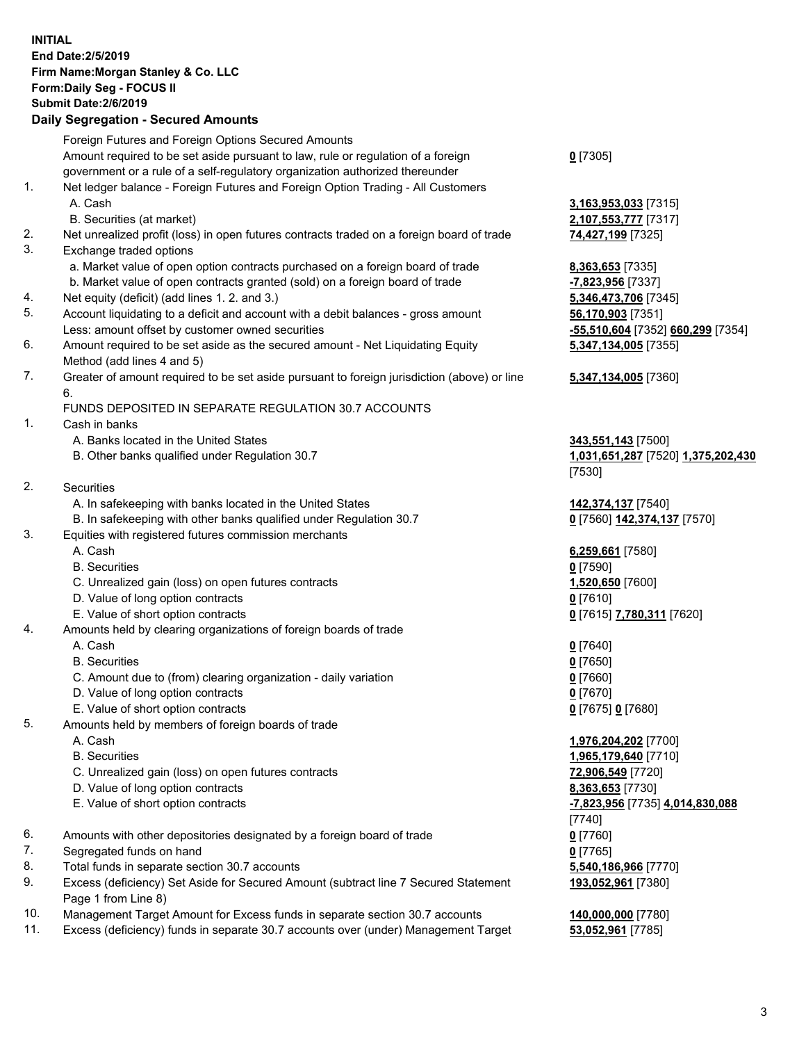**INITIAL**
**End Date:2/5/2019**
**Firm Name:Morgan Stanley & Co. LLC**
**Form:Daily Seg - FOCUS II**
**Submit Date:2/6/2019**

## Daily Segregation - Secured Amounts

| | | |
|---|---|---|
| | Foreign Futures and Foreign Options Secured Amounts | |
| | Amount required to be set aside pursuant to law, rule or regulation of a foreign government or a rule of a self-regulatory organization authorized thereunder | **0** [7305] |
| 1. | Net ledger balance - Foreign Futures and Foreign Option Trading - All Customers | |
| | A. Cash | **3,163,953,033** [7315] |
| | B. Securities (at market) | **2,107,553,777** [7317] |
| 2. | Net unrealized profit (loss) in open futures contracts traded on a foreign board of trade | **74,427,199** [7325] |
| 3. | Exchange traded options | |
| | a. Market value of open option contracts purchased on a foreign board of trade | **8,363,653** [7335] |
| | b. Market value of open contracts granted (sold) on a foreign board of trade | **-7,823,956** [7337] |
| 4. | Net equity (deficit) (add lines 1. 2. and 3.) | **5,346,473,706** [7345] |
| 5. | Account liquidating to a deficit and account with a debit balances - gross amount | **56,170,903** [7351] |
| | Less: amount offset by customer owned securities | **-55,510,604** [7352] **660,299** [7354] |
| 6. | Amount required to be set aside as the secured amount - Net Liquidating Equity Method (add lines 4 and 5) | **5,347,134,005** [7355] |
| 7. | Greater of amount required to be set aside pursuant to foreign jurisdiction (above) or line 6. | **5,347,134,005** [7360] |
| | FUNDS DEPOSITED IN SEPARATE REGULATION 30.7 ACCOUNTS | |
| 1. | Cash in banks | |
| | A. Banks located in the United States | **343,551,143** [7500] |
| | B. Other banks qualified under Regulation 30.7 | **1,031,651,287** [7520] **1,375,202,430** [7530] |
| 2. | Securities | |
| | A. In safekeeping with banks located in the United States | **142,374,137** [7540] |
| | B. In safekeeping with other banks qualified under Regulation 30.7 | **0** [7560] **142,374,137** [7570] |
| 3. | Equities with registered futures commission merchants | |
| | A. Cash | **6,259,661** [7580] |
| | B. Securities | **0** [7590] |
| | C. Unrealized gain (loss) on open futures contracts | **1,520,650** [7600] |
| | D. Value of long option contracts | **0** [7610] |
| | E. Value of short option contracts | **0** [7615] **7,780,311** [7620] |
| 4. | Amounts held by clearing organizations of foreign boards of trade | |
| | A. Cash | **0** [7640] |
| | B. Securities | **0** [7650] |
| | C. Amount due to (from) clearing organization - daily variation | **0** [7660] |
| | D. Value of long option contracts | **0** [7670] |
| | E. Value of short option contracts | **0** [7675] **0** [7680] |
| 5. | Amounts held by members of foreign boards of trade | |
| | A. Cash | **1,976,204,202** [7700] |
| | B. Securities | **1,965,179,640** [7710] |
| | C. Unrealized gain (loss) on open futures contracts | **72,906,549** [7720] |
| | D. Value of long option contracts | **8,363,653** [7730] |
| | E. Value of short option contracts | **-7,823,956** [7735] **4,014,830,088** [7740] |
| 6. | Amounts with other depositories designated by a foreign board of trade | **0** [7760] |
| 7. | Segregated funds on hand | **0** [7765] |
| 8. | Total funds in separate section 30.7 accounts | **5,540,186,966** [7770] |
| 9. | Excess (deficiency) Set Aside for Secured Amount (subtract line 7 Secured Statement Page 1 from Line 8) | **193,052,961** [7380] |
| 10. | Management Target Amount for Excess funds in separate section 30.7 accounts | **140,000,000** [7780] |
| 11. | Excess (deficiency) funds in separate 30.7 accounts over (under) Management Target | **53,052,961** [7785] |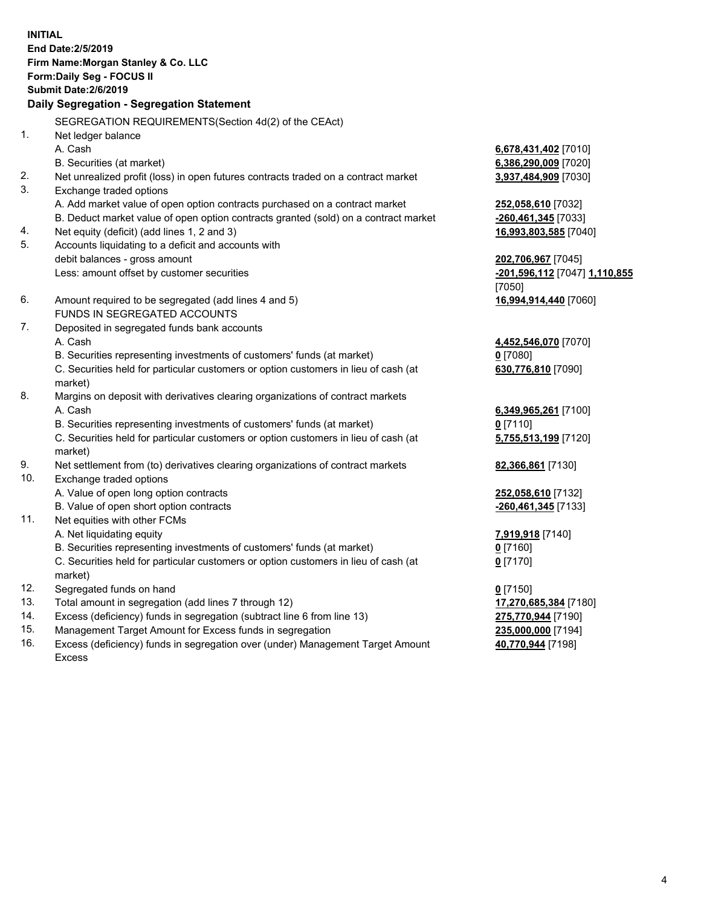**INITIAL**
**End Date:2/5/2019**
**Firm Name:Morgan Stanley & Co. LLC**
**Form:Daily Seg - FOCUS II**
**Submit Date:2/6/2019**

## Daily Segregation - Segregation Statement

SEGREGATION REQUIREMENTS(Section 4d(2) of the CEAct)

| | | |
|---|---|---|
| 1. | Net ledger balance | |
| | A. Cash | **6,678,431,402** [7010] |
| | B. Securities (at market) | **6,386,290,009** [7020] |
| 2. | Net unrealized profit (loss) in open futures contracts traded on a contract market | **3,937,484,909** [7030] |
| 3. | Exchange traded options | |
| | A. Add market value of open option contracts purchased on a contract market | **252,058,610** [7032] |
| | B. Deduct market value of open option contracts granted (sold) on a contract market | **-260,461,345** [7033] |
| 4. | Net equity (deficit) (add lines 1, 2 and 3) | **16,993,803,585** [7040] |
| 5. | Accounts liquidating to a deficit and accounts with debit balances - gross amount | **202,706,967** [7045] |
| | Less: amount offset by customer securities | **-201,596,112** [7047] **1,110,855** [7050] |
| 6. | Amount required to be segregated (add lines 4 and 5) | **16,994,914,440** [7060] |
| | FUNDS IN SEGREGATED ACCOUNTS | |
| 7. | Deposited in segregated funds bank accounts | |
| | A. Cash | **4,452,546,070** [7070] |
| | B. Securities representing investments of customers' funds (at market) | **0** [7080] |
| | C. Securities held for particular customers or option customers in lieu of cash (at market) | **630,776,810** [7090] |
| 8. | Margins on deposit with derivatives clearing organizations of contract markets | |
| | A. Cash | **6,349,965,261** [7100] |
| | B. Securities representing investments of customers' funds (at market) | **0** [7110] |
| | C. Securities held for particular customers or option customers in lieu of cash (at market) | **5,755,513,199** [7120] |
| 9. | Net settlement from (to) derivatives clearing organizations of contract markets | **82,366,861** [7130] |
| 10. | Exchange traded options | |
| | A. Value of open long option contracts | **252,058,610** [7132] |
| | B. Value of open short option contracts | **-260,461,345** [7133] |
| 11. | Net equities with other FCMs | |
| | A. Net liquidating equity | **7,919,918** [7140] |
| | B. Securities representing investments of customers' funds (at market) | **0** [7160] |
| | C. Securities held for particular customers or option customers in lieu of cash (at market) | **0** [7170] |
| 12. | Segregated funds on hand | **0** [7150] |
| 13. | Total amount in segregation (add lines 7 through 12) | **17,270,685,384** [7180] |
| 14. | Excess (deficiency) funds in segregation (subtract line 6 from line 13) | **275,770,944** [7190] |
| 15. | Management Target Amount for Excess funds in segregation | **235,000,000** [7194] |
| 16. | Excess (deficiency) funds in segregation over (under) Management Target Amount Excess | **40,770,944** [7198] |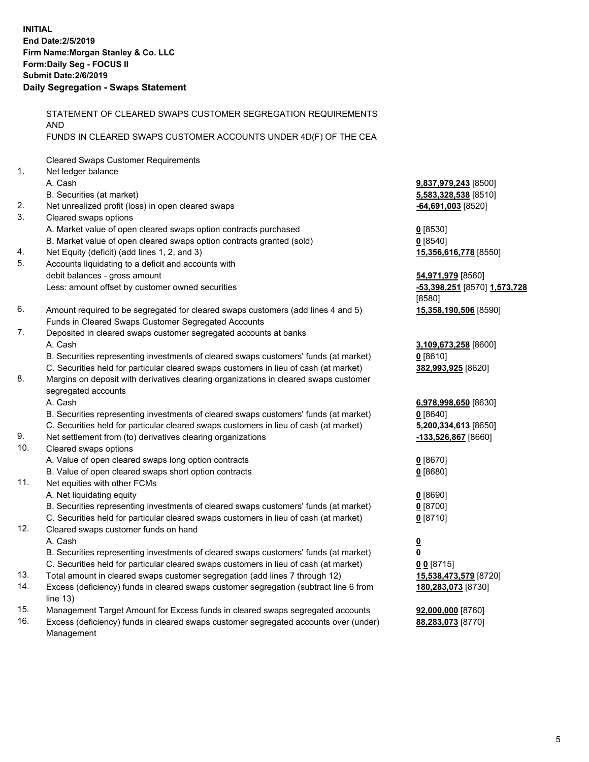**INITIAL**
**End Date:2/5/2019**
**Firm Name:Morgan Stanley & Co. LLC**
**Form:Daily Seg - FOCUS II**
**Submit Date:2/6/2019**
**Daily Segregation - Swaps Statement**

STATEMENT OF CLEARED SWAPS CUSTOMER SEGREGATION REQUIREMENTS AND FUNDS IN CLEARED SWAPS CUSTOMER ACCOUNTS UNDER 4D(F) OF THE CEA

| | | |
|---|---|---|
| | Cleared Swaps Customer Requirements | |
| 1. | Net ledger balance | |
| | A. Cash | **9,837,979,243** [8500] |
| | B. Securities (at market) | **5,583,328,538** [8510] |
| 2. | Net unrealized profit (loss) in open cleared swaps | **-64,691,003** [8520] |
| 3. | Cleared swaps options | |
| | A. Market value of open cleared swaps option contracts purchased | **0** [8530] |
| | B. Market value of open cleared swaps option contracts granted (sold) | **0** [8540] |
| 4. | Net Equity (deficit) (add lines 1, 2, and 3) | **15,356,616,778** [8550] |
| 5. | Accounts liquidating to a deficit and accounts with debit balances - gross amount | **54,971,979** [8560] |
| | Less: amount offset by customer owned securities | **-53,398,251** [8570] **1,573,728** [8580] |
| 6. | Amount required to be segregated for cleared swaps customers (add lines 4 and 5) | **15,358,190,506** [8590] |
| | Funds in Cleared Swaps Customer Segregated Accounts | |
| 7. | Deposited in cleared swaps customer segregated accounts at banks | |
| | A. Cash | **3,109,673,258** [8600] |
| | B. Securities representing investments of cleared swaps customers' funds (at market) | **0** [8610] |
| | C. Securities held for particular cleared swaps customers in lieu of cash (at market) | **382,993,925** [8620] |
| 8. | Margins on deposit with derivatives clearing organizations in cleared swaps customer segregated accounts | |
| | A. Cash | **6,978,998,650** [8630] |
| | B. Securities representing investments of cleared swaps customers' funds (at market) | **0** [8640] |
| | C. Securities held for particular cleared swaps customers in lieu of cash (at market) | **5,200,334,613** [8650] |
| 9. | Net settlement from (to) derivatives clearing organizations | **-133,526,867** [8660] |
| 10. | Cleared swaps options | |
| | A. Value of open cleared swaps long option contracts | **0** [8670] |
| | B. Value of open cleared swaps short option contracts | **0** [8680] |
| 11. | Net equities with other FCMs | |
| | A. Net liquidating equity | **0** [8690] |
| | B. Securities representing investments of cleared swaps customers' funds (at market) | **0** [8700] |
| | C. Securities held for particular cleared swaps customers in lieu of cash (at market) | **0** [8710] |
| 12. | Cleared swaps customer funds on hand | |
| | A. Cash | **0** |
| | B. Securities representing investments of cleared swaps customers' funds (at market) | **0** |
| | C. Securities held for particular cleared swaps customers in lieu of cash (at market) | **0** **0** [8715] |
| 13. | Total amount in cleared swaps customer segregation (add lines 7 through 12) | **15,538,473,579** [8720] |
| 14. | Excess (deficiency) funds in cleared swaps customer segregation (subtract line 6 from line 13) | **180,283,073** [8730] |
| 15. | Management Target Amount for Excess funds in cleared swaps segregated accounts | **92,000,000** [8760] |
| 16. | Excess (deficiency) funds in cleared swaps customer segregated accounts over (under) Management | **88,283,073** [8770] |